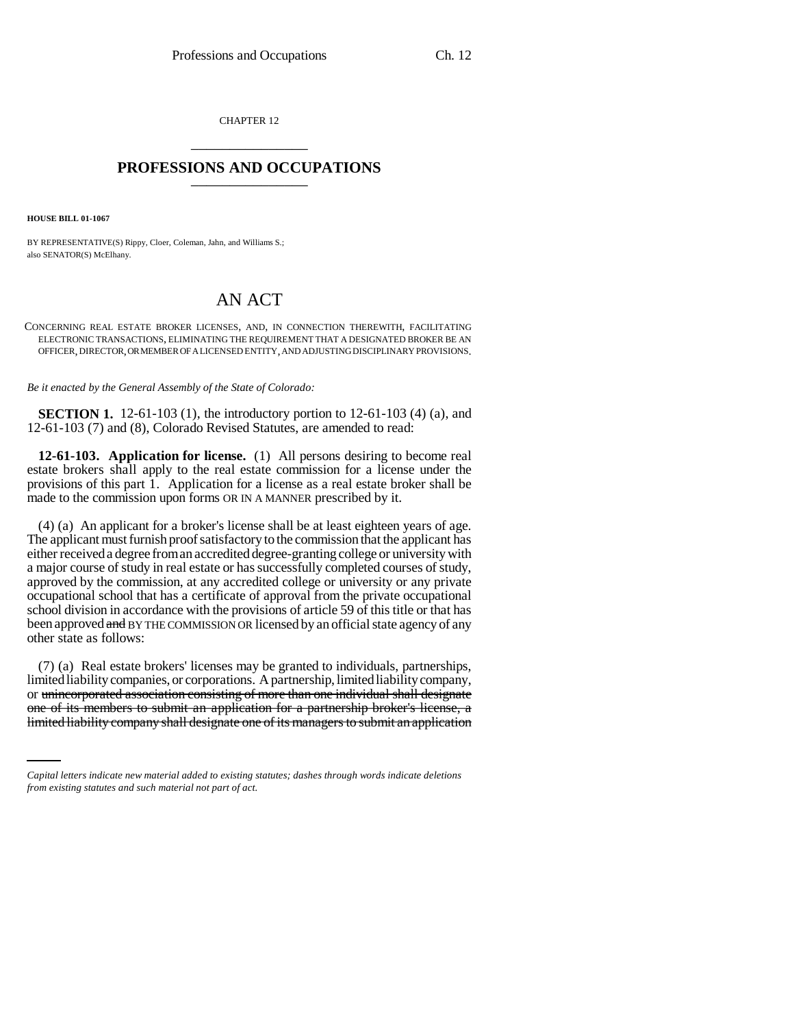CHAPTER 12

## PROFESSIONS AND OCCUPATIONS

**HOUSE BILL 01-1067**

BY REPRESENTATIVE(S) Rippy, Cloer, Coleman, Jahn, and Williams S.;
also SENATOR(S) McElhany.

# AN ACT

CONCERNING REAL ESTATE BROKER LICENSES, AND, IN CONNECTION THEREWITH, FACILITATING ELECTRONIC TRANSACTIONS, ELIMINATING THE REQUIREMENT THAT A DESIGNATED BROKER BE AN OFFICER, DIRECTOR, OR MEMBER OF A LICENSED ENTITY, AND ADJUSTING DISCIPLINARY PROVISIONS.

*Be it enacted by the General Assembly of the State of Colorado:*

**SECTION 1.** 12-61-103 (1), the introductory portion to 12-61-103 (4) (a), and 12-61-103 (7) and (8), Colorado Revised Statutes, are amended to read:

**12-61-103. Application for license.** (1) All persons desiring to become real estate brokers shall apply to the real estate commission for a license under the provisions of this part 1. Application for a license as a real estate broker shall be made to the commission upon forms OR IN A MANNER prescribed by it.

(4) (a) An applicant for a broker's license shall be at least eighteen years of age. The applicant must furnish proof satisfactory to the commission that the applicant has either received a degree from an accredited degree-granting college or university with a major course of study in real estate or has successfully completed courses of study, approved by the commission, at any accredited college or university or any private occupational school that has a certificate of approval from the private occupational school division in accordance with the provisions of article 59 of this title or that has been approved ~~and~~ BY THE COMMISSION OR licensed by an official state agency of any other state as follows:

(7) (a) Real estate brokers' licenses may be granted to individuals, partnerships, limited liability companies, or corporations. A partnership, limited liability company, or ~~unincorporated association consisting of more than one individual shall designate one of its members to submit an application for a partnership broker's license, a limited liability company shall designate one of its managers to submit an application~~

*Capital letters indicate new material added to existing statutes; dashes through words indicate deletions from existing statutes and such material not part of act.*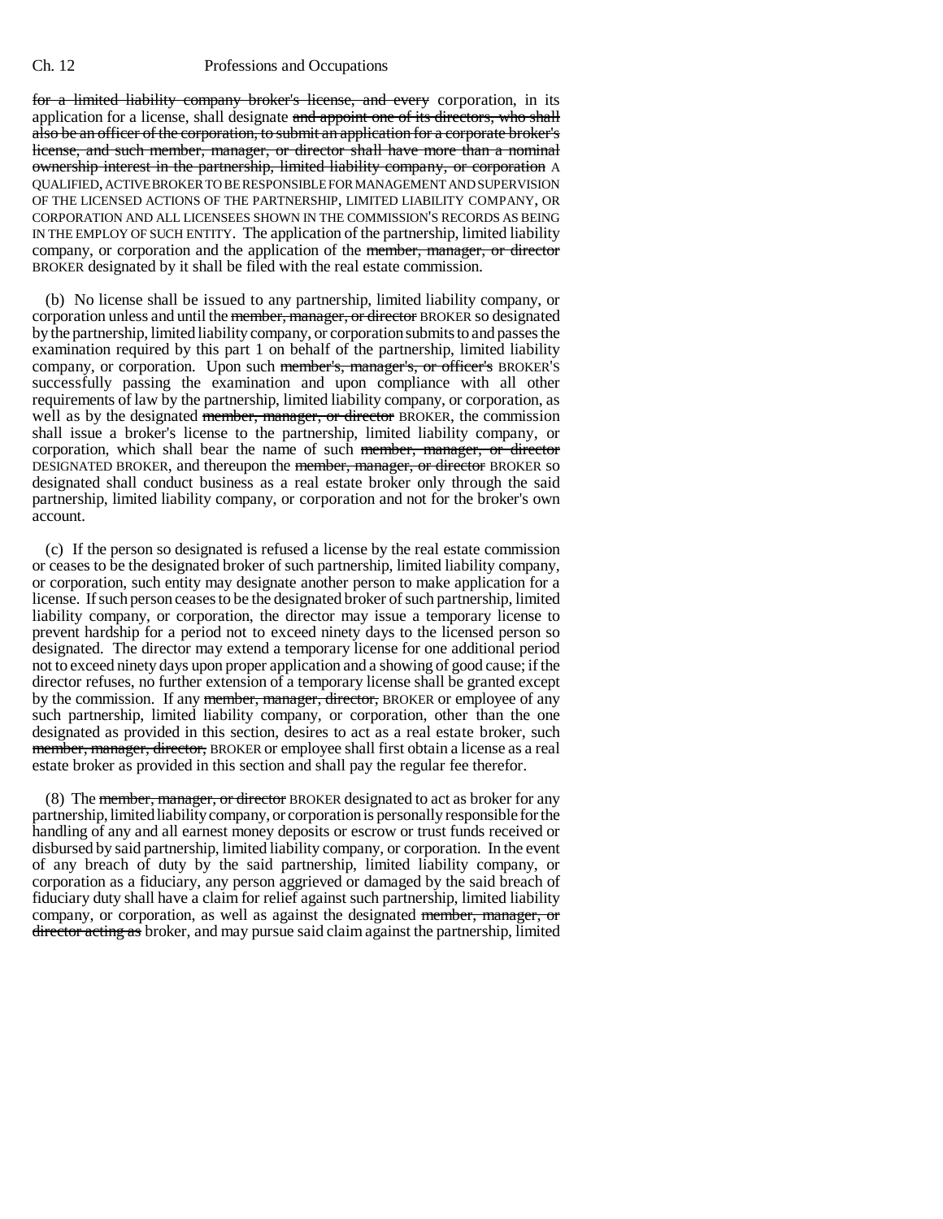~~for a limited liability company broker's license, and every~~ corporation, in its application for a license, shall designate ~~and appoint one of its directors, who shall also be an officer of the corporation, to submit an application for a corporate broker's license, and such member, manager, or director shall have more than a nominal ownership interest in the partnership, limited liability company, or corporation~~ A QUALIFIED, ACTIVE BROKER TO BE RESPONSIBLE FOR MANAGEMENT AND SUPERVISION OF THE LICENSED ACTIONS OF THE PARTNERSHIP, LIMITED LIABILITY COMPANY, OR CORPORATION AND ALL LICENSEES SHOWN IN THE COMMISSION'S RECORDS AS BEING IN THE EMPLOY OF SUCH ENTITY. The application of the partnership, limited liability company, or corporation and the application of the ~~member, manager, or director~~ BROKER designated by it shall be filed with the real estate commission.

(b) No license shall be issued to any partnership, limited liability company, or corporation unless and until the ~~member, manager, or director~~ BROKER so designated by the partnership, limited liability company, or corporation submits to and passes the examination required by this part 1 on behalf of the partnership, limited liability company, or corporation. Upon such ~~member's, manager's, or officer's~~ BROKER'S successfully passing the examination and upon compliance with all other requirements of law by the partnership, limited liability company, or corporation, as well as by the designated ~~member, manager, or director~~ BROKER, the commission shall issue a broker's license to the partnership, limited liability company, or corporation, which shall bear the name of such ~~member, manager, or director~~ DESIGNATED BROKER, and thereupon the ~~member, manager, or director~~ BROKER so designated shall conduct business as a real estate broker only through the said partnership, limited liability company, or corporation and not for the broker's own account.

(c) If the person so designated is refused a license by the real estate commission or ceases to be the designated broker of such partnership, limited liability company, or corporation, such entity may designate another person to make application for a license. If such person ceases to be the designated broker of such partnership, limited liability company, or corporation, the director may issue a temporary license to prevent hardship for a period not to exceed ninety days to the licensed person so designated. The director may extend a temporary license for one additional period not to exceed ninety days upon proper application and a showing of good cause; if the director refuses, no further extension of a temporary license shall be granted except by the commission. If any ~~member, manager, director,~~ BROKER or employee of any such partnership, limited liability company, or corporation, other than the one designated as provided in this section, desires to act as a real estate broker, such ~~member, manager, director,~~ BROKER or employee shall first obtain a license as a real estate broker as provided in this section and shall pay the regular fee therefor.

(8) The ~~member, manager, or director~~ BROKER designated to act as broker for any partnership, limited liability company, or corporation is personally responsible for the handling of any and all earnest money deposits or escrow or trust funds received or disbursed by said partnership, limited liability company, or corporation. In the event of any breach of duty by the said partnership, limited liability company, or corporation as a fiduciary, any person aggrieved or damaged by the said breach of fiduciary duty shall have a claim for relief against such partnership, limited liability company, or corporation, as well as against the designated ~~member, manager, or director acting as~~ broker, and may pursue said claim against the partnership, limited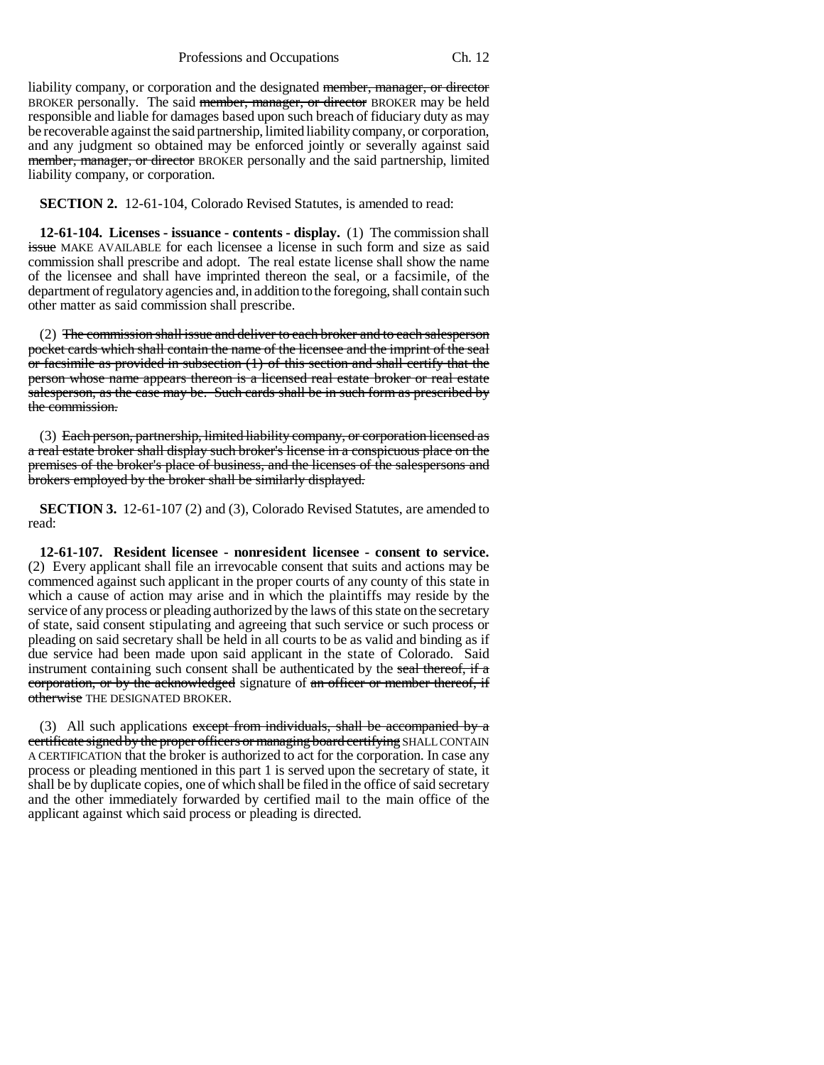liability company, or corporation and the designated ~~member, manager, or director~~ BROKER personally. The said ~~member, manager, or director~~ BROKER may be held responsible and liable for damages based upon such breach of fiduciary duty as may be recoverable against the said partnership, limited liability company, or corporation, and any judgment so obtained may be enforced jointly or severally against said ~~member, manager, or director~~ BROKER personally and the said partnership, limited liability company, or corporation.

**SECTION 2.** 12-61-104, Colorado Revised Statutes, is amended to read:

**12-61-104. Licenses - issuance - contents - display.** (1) The commission shall ~~issue~~ MAKE AVAILABLE for each licensee a license in such form and size as said commission shall prescribe and adopt. The real estate license shall show the name of the licensee and shall have imprinted thereon the seal, or a facsimile, of the department of regulatory agencies and, in addition to the foregoing, shall contain such other matter as said commission shall prescribe.

(2) ~~The commission shall issue and deliver to each broker and to each salesperson pocket cards which shall contain the name of the licensee and the imprint of the seal or facsimile as provided in subsection (1) of this section and shall certify that the person whose name appears thereon is a licensed real estate broker or real estate salesperson, as the case may be. Such cards shall be in such form as prescribed by the commission.~~

(3) ~~Each person, partnership, limited liability company, or corporation licensed as a real estate broker shall display such broker's license in a conspicuous place on the premises of the broker's place of business, and the licenses of the salespersons and brokers employed by the broker shall be similarly displayed.~~

**SECTION 3.** 12-61-107 (2) and (3), Colorado Revised Statutes, are amended to read:

**12-61-107. Resident licensee - nonresident licensee - consent to service.** (2) Every applicant shall file an irrevocable consent that suits and actions may be commenced against such applicant in the proper courts of any county of this state in which a cause of action may arise and in which the plaintiffs may reside by the service of any process or pleading authorized by the laws of this state on the secretary of state, said consent stipulating and agreeing that such service or such process or pleading on said secretary shall be held in all courts to be as valid and binding as if due service had been made upon said applicant in the state of Colorado. Said instrument containing such consent shall be authenticated by the ~~seal thereof, if a corporation, or by the acknowledged~~ signature of ~~an officer or member thereof, if otherwise~~ THE DESIGNATED BROKER.

(3) All such applications ~~except from individuals, shall be accompanied by a certificate signed by the proper officers or managing board certifying~~ SHALL CONTAIN A CERTIFICATION that the broker is authorized to act for the corporation. In case any process or pleading mentioned in this part 1 is served upon the secretary of state, it shall be by duplicate copies, one of which shall be filed in the office of said secretary and the other immediately forwarded by certified mail to the main office of the applicant against which said process or pleading is directed.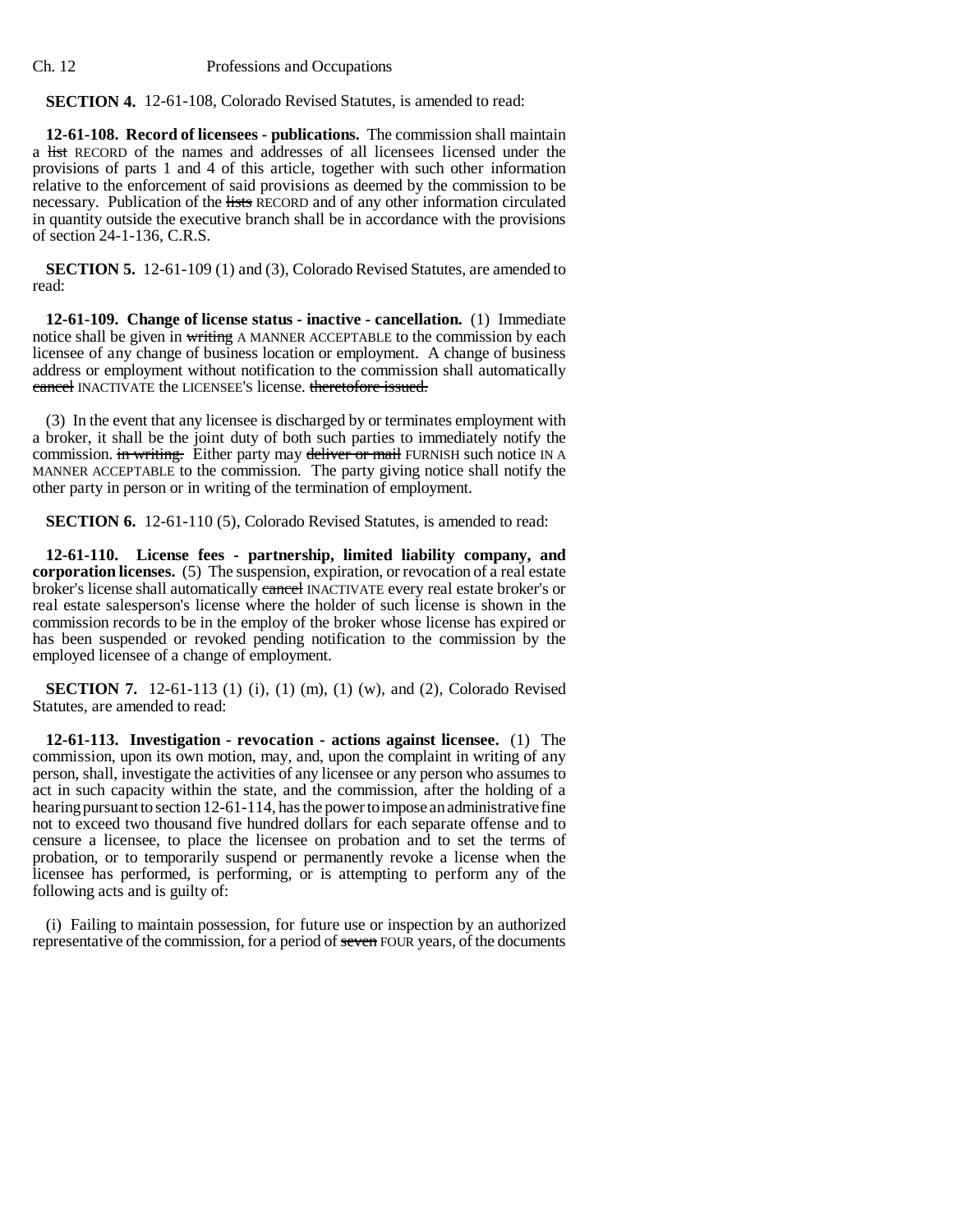**SECTION 4.** 12-61-108, Colorado Revised Statutes, is amended to read:

**12-61-108. Record of licensees - publications.** The commission shall maintain a ~~list~~ RECORD of the names and addresses of all licensees licensed under the provisions of parts 1 and 4 of this article, together with such other information relative to the enforcement of said provisions as deemed by the commission to be necessary. Publication of the ~~lists~~ RECORD and of any other information circulated in quantity outside the executive branch shall be in accordance with the provisions of section 24-1-136, C.R.S.

**SECTION 5.** 12-61-109 (1) and (3), Colorado Revised Statutes, are amended to read:

**12-61-109. Change of license status - inactive - cancellation.** (1) Immediate notice shall be given in ~~writing~~ A MANNER ACCEPTABLE to the commission by each licensee of any change of business location or employment. A change of business address or employment without notification to the commission shall automatically ~~cancel~~ INACTIVATE the LICENSEE'S license. ~~theretofore issued.~~

(3) In the event that any licensee is discharged by or terminates employment with a broker, it shall be the joint duty of both such parties to immediately notify the commission. ~~in writing.~~ Either party may ~~deliver or mail~~ FURNISH such notice IN A MANNER ACCEPTABLE to the commission. The party giving notice shall notify the other party in person or in writing of the termination of employment.

**SECTION 6.** 12-61-110 (5), Colorado Revised Statutes, is amended to read:

**12-61-110. License fees - partnership, limited liability company, and corporation licenses.** (5) The suspension, expiration, or revocation of a real estate broker's license shall automatically ~~cancel~~ INACTIVATE every real estate broker's or real estate salesperson's license where the holder of such license is shown in the commission records to be in the employ of the broker whose license has expired or has been suspended or revoked pending notification to the commission by the employed licensee of a change of employment.

**SECTION 7.** 12-61-113 (1) (i), (1) (m), (1) (w), and (2), Colorado Revised Statutes, are amended to read:

**12-61-113. Investigation - revocation - actions against licensee.** (1) The commission, upon its own motion, may, and, upon the complaint in writing of any person, shall, investigate the activities of any licensee or any person who assumes to act in such capacity within the state, and the commission, after the holding of a hearing pursuant to section 12-61-114, has the power to impose an administrative fine not to exceed two thousand five hundred dollars for each separate offense and to censure a licensee, to place the licensee on probation and to set the terms of probation, or to temporarily suspend or permanently revoke a license when the licensee has performed, is performing, or is attempting to perform any of the following acts and is guilty of:

(i) Failing to maintain possession, for future use or inspection by an authorized representative of the commission, for a period of ~~seven~~ FOUR years, of the documents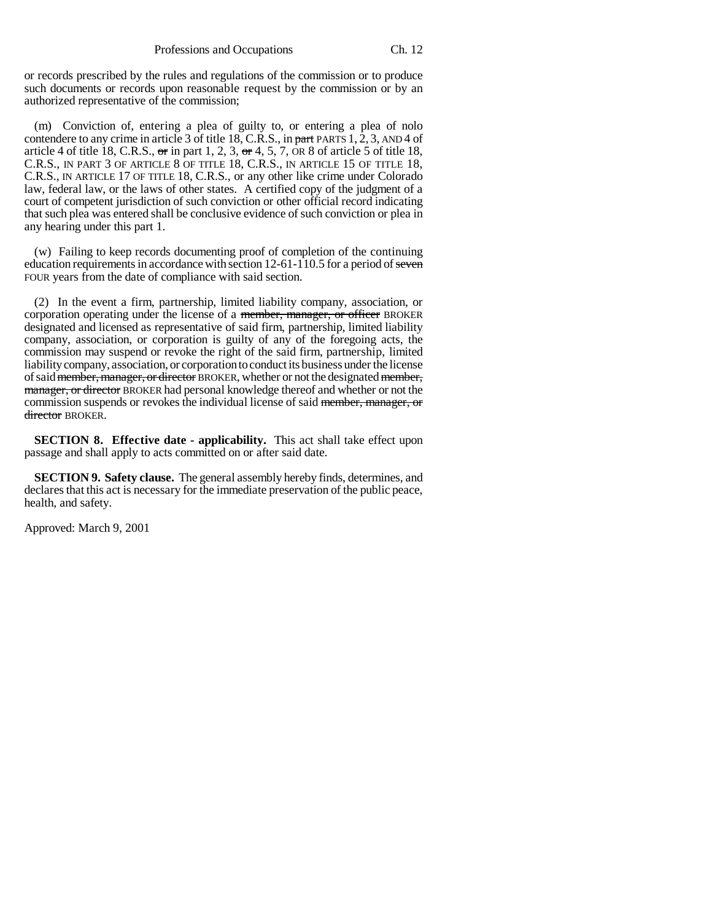or records prescribed by the rules and regulations of the commission or to produce such documents or records upon reasonable request by the commission or by an authorized representative of the commission;

(m) Conviction of, entering a plea of guilty to, or entering a plea of nolo contendere to any crime in article 3 of title 18, C.R.S., in ~~part~~ PARTS 1, 2, 3, AND 4 of article 4 of title 18, C.R.S., ~~or~~ in part 1, 2, 3, ~~or~~ 4, 5, 7, OR 8 of article 5 of title 18, C.R.S., IN PART 3 OF ARTICLE 8 OF TITLE 18, C.R.S., IN ARTICLE 15 OF TITLE 18, C.R.S., IN ARTICLE 17 OF TITLE 18, C.R.S., or any other like crime under Colorado law, federal law, or the laws of other states. A certified copy of the judgment of a court of competent jurisdiction of such conviction or other official record indicating that such plea was entered shall be conclusive evidence of such conviction or plea in any hearing under this part 1.

(w) Failing to keep records documenting proof of completion of the continuing education requirements in accordance with section 12-61-110.5 for a period of ~~seven~~ FOUR years from the date of compliance with said section.

(2) In the event a firm, partnership, limited liability company, association, or corporation operating under the license of a ~~member, manager, or officer~~ BROKER designated and licensed as representative of said firm, partnership, limited liability company, association, or corporation is guilty of any of the foregoing acts, the commission may suspend or revoke the right of the said firm, partnership, limited liability company, association, or corporation to conduct its business under the license of said ~~member, manager, or director~~ BROKER, whether or not the designated ~~member, manager, or director~~ BROKER had personal knowledge thereof and whether or not the commission suspends or revokes the individual license of said ~~member, manager, or director~~ BROKER.

**SECTION 8. Effective date - applicability.** This act shall take effect upon passage and shall apply to acts committed on or after said date.

**SECTION 9. Safety clause.** The general assembly hereby finds, determines, and declares that this act is necessary for the immediate preservation of the public peace, health, and safety.

Approved: March 9, 2001